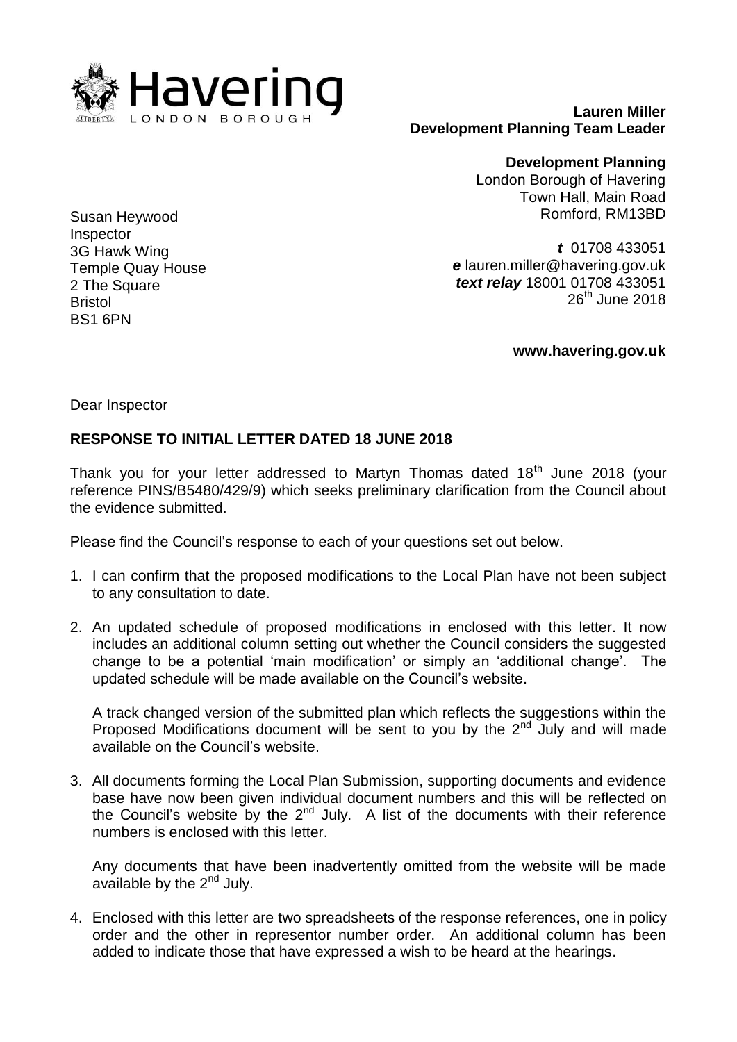Havering
LONDON BOROUGH

**Lauren Miller**
**Development Planning Team Leader**

**Development Planning**
London Borough of Havering
Town Hall, Main Road
Romford, RM13BD

***t*** 01708 433051
***e*** lauren.miller@havering.gov.uk
***text relay*** 18001 01708 433051
26th June 2018

**www.havering.gov.uk**

Susan Heywood
Inspector
3G Hawk Wing
Temple Quay House
2 The Square
Bristol
BS1 6PN

Dear Inspector

**RESPONSE TO INITIAL LETTER DATED 18 JUNE 2018**

Thank you for your letter addressed to Martyn Thomas dated 18th June 2018 (your reference PINS/B5480/429/9) which seeks preliminary clarification from the Council about the evidence submitted.

Please find the Council's response to each of your questions set out below.

1. I can confirm that the proposed modifications to the Local Plan have not been subject to any consultation to date.

2. An updated schedule of proposed modifications in enclosed with this letter. It now includes an additional column setting out whether the Council considers the suggested change to be a potential 'main modification' or simply an 'additional change'. The updated schedule will be made available on the Council's website.

   A track changed version of the submitted plan which reflects the suggestions within the Proposed Modifications document will be sent to you by the 2nd July and will made available on the Council's website.

3. All documents forming the Local Plan Submission, supporting documents and evidence base have now been given individual document numbers and this will be reflected on the Council's website by the 2nd July. A list of the documents with their reference numbers is enclosed with this letter.

   Any documents that have been inadvertently omitted from the website will be made available by the 2nd July.

4. Enclosed with this letter are two spreadsheets of the response references, one in policy order and the other in representor number order. An additional column has been added to indicate those that have expressed a wish to be heard at the hearings.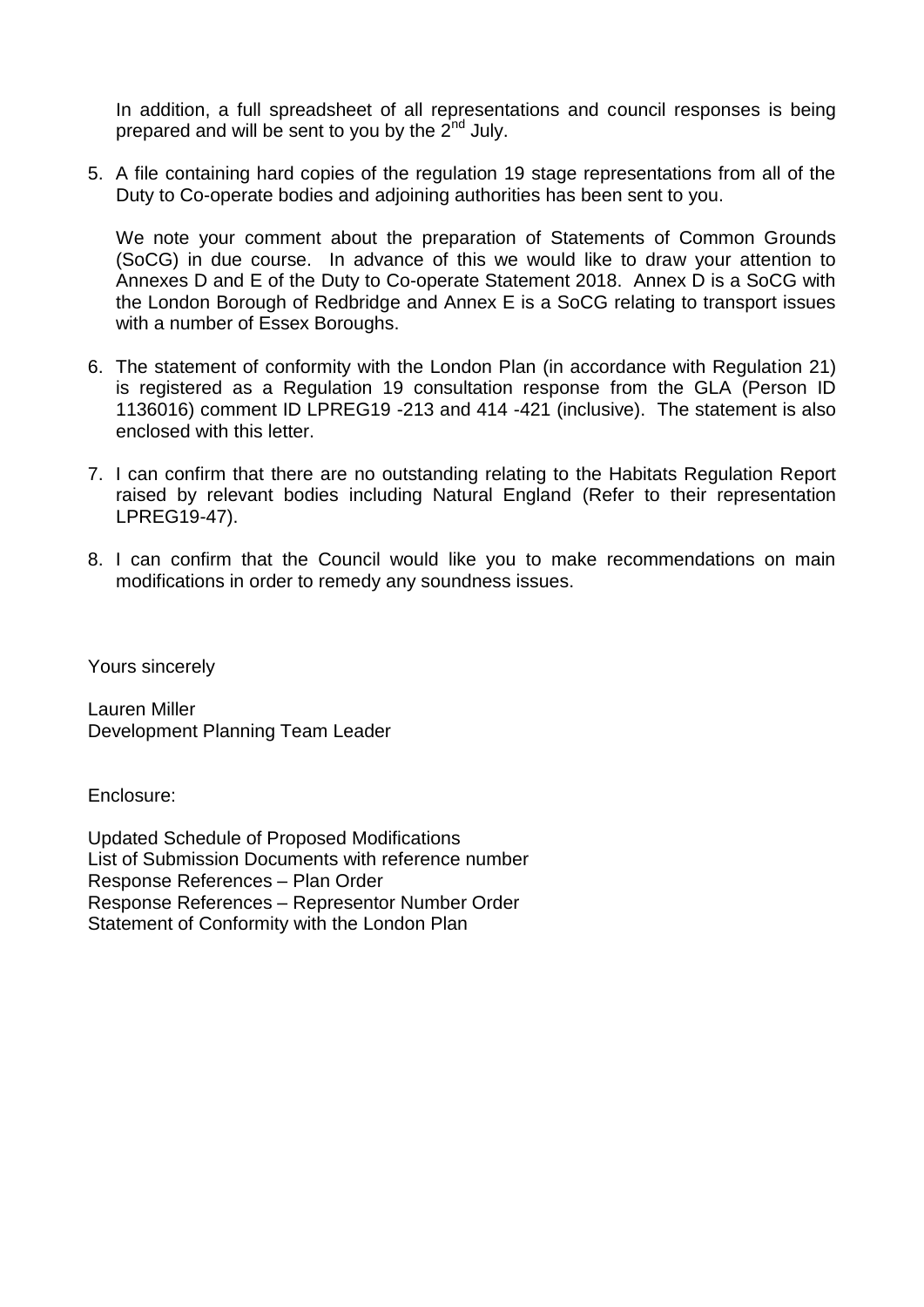In addition, a full spreadsheet of all representations and council responses is being prepared and will be sent to you by the 2nd July.

5. A file containing hard copies of the regulation 19 stage representations from all of the Duty to Co-operate bodies and adjoining authorities has been sent to you.

   We note your comment about the preparation of Statements of Common Grounds (SoCG) in due course. In advance of this we would like to draw your attention to Annexes D and E of the Duty to Co-operate Statement 2018. Annex D is a SoCG with the London Borough of Redbridge and Annex E is a SoCG relating to transport issues with a number of Essex Boroughs.

6. The statement of conformity with the London Plan (in accordance with Regulation 21) is registered as a Regulation 19 consultation response from the GLA (Person ID 1136016) comment ID LPREG19 -213 and 414 -421 (inclusive). The statement is also enclosed with this letter.

7. I can confirm that there are no outstanding relating to the Habitats Regulation Report raised by relevant bodies including Natural England (Refer to their representation LPREG19-47).

8. I can confirm that the Council would like you to make recommendations on main modifications in order to remedy any soundness issues.

Yours sincerely

Lauren Miller
Development Planning Team Leader

Enclosure:

Updated Schedule of Proposed Modifications
List of Submission Documents with reference number
Response References – Plan Order
Response References – Representor Number Order
Statement of Conformity with the London Plan